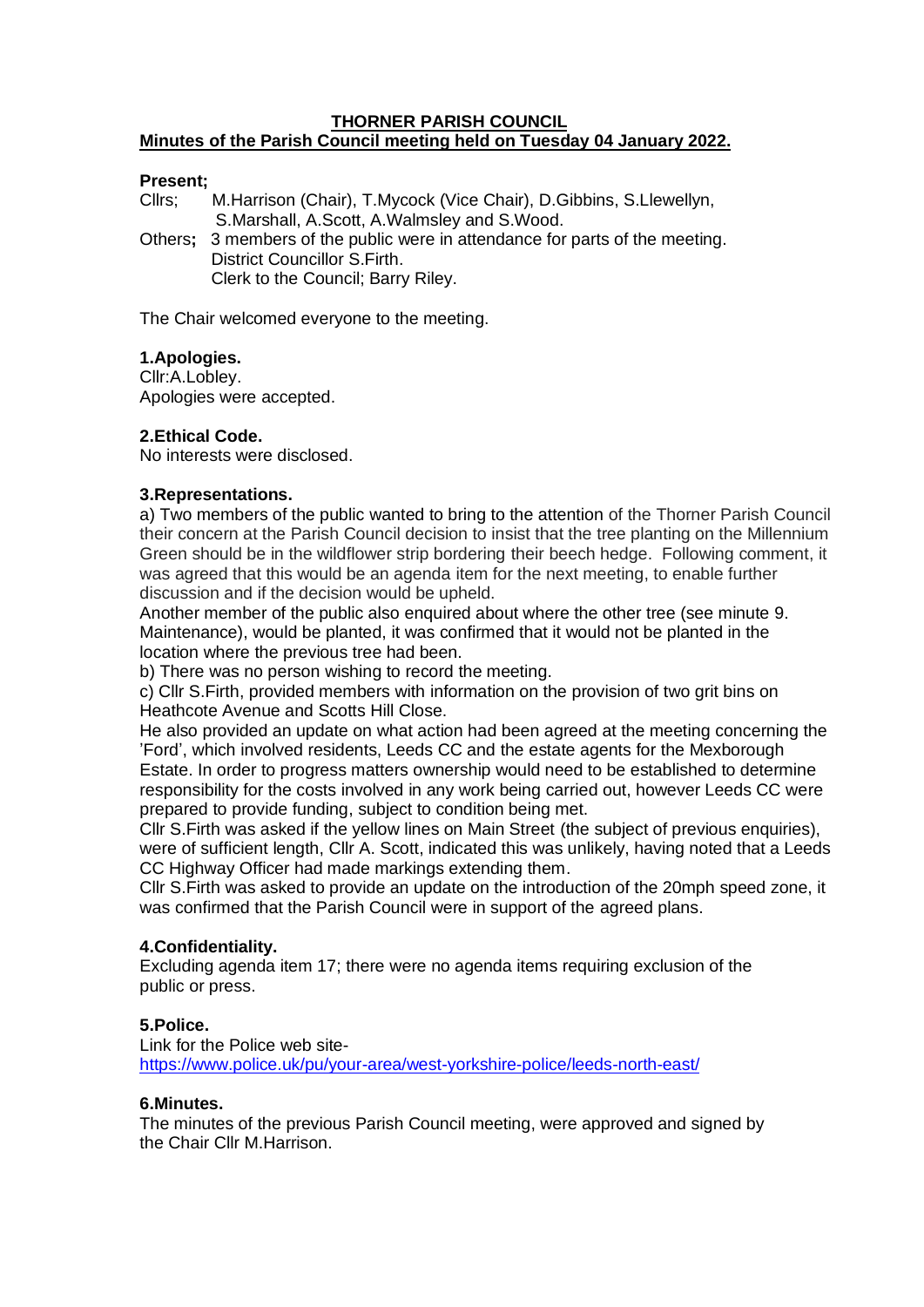# THORNER PARISH COUNCIL

## Minutes of the Parish Council meeting held on Tuesday 04 January 2022.

**Present;**

Cllrs; M.Harrison (Chair), T.Mycock (Vice Chair), D.Gibbins, S.Llewellyn, S.Marshall, A.Scott, A.Walmsley and S.Wood.

Others**;** 3 members of the public were in attendance for parts of the meeting. District Councillor S.Firth. Clerk to the Council; Barry Riley.

The Chair welcomed everyone to the meeting.

### 1.Apologies.

Cllr:A.Lobley.
Apologies were accepted.

### 2.Ethical Code.

No interests were disclosed.

### 3.Representations.

a) Two members of the public wanted to bring to the attention of the Thorner Parish Council their concern at the Parish Council decision to insist that the tree planting on the Millennium Green should be in the wildflower strip bordering their beech hedge. Following comment, it was agreed that this would be an agenda item for the next meeting, to enable further discussion and if the decision would be upheld.

Another member of the public also enquired about where the other tree (see minute 9. Maintenance), would be planted, it was confirmed that it would not be planted in the location where the previous tree had been.

b) There was no person wishing to record the meeting.

c) Cllr S.Firth, provided members with information on the provision of two grit bins on Heathcote Avenue and Scotts Hill Close.

He also provided an update on what action had been agreed at the meeting concerning the 'Ford', which involved residents, Leeds CC and the estate agents for the Mexborough Estate. In order to progress matters ownership would need to be established to determine responsibility for the costs involved in any work being carried out, however Leeds CC were prepared to provide funding, subject to condition being met.

Cllr S.Firth was asked if the yellow lines on Main Street (the subject of previous enquiries), were of sufficient length, Cllr A. Scott, indicated this was unlikely, having noted that a Leeds CC Highway Officer had made markings extending them.

Cllr S.Firth was asked to provide an update on the introduction of the 20mph speed zone, it was confirmed that the Parish Council were in support of the agreed plans.

### 4.Confidentiality.

Excluding agenda item 17; there were no agenda items requiring exclusion of the public or press.

### 5.Police.

Link for the Police web site-
https://www.police.uk/pu/your-area/west-yorkshire-police/leeds-north-east/

### 6.Minutes.

The minutes of the previous Parish Council meeting, were approved and signed by the Chair Cllr M.Harrison.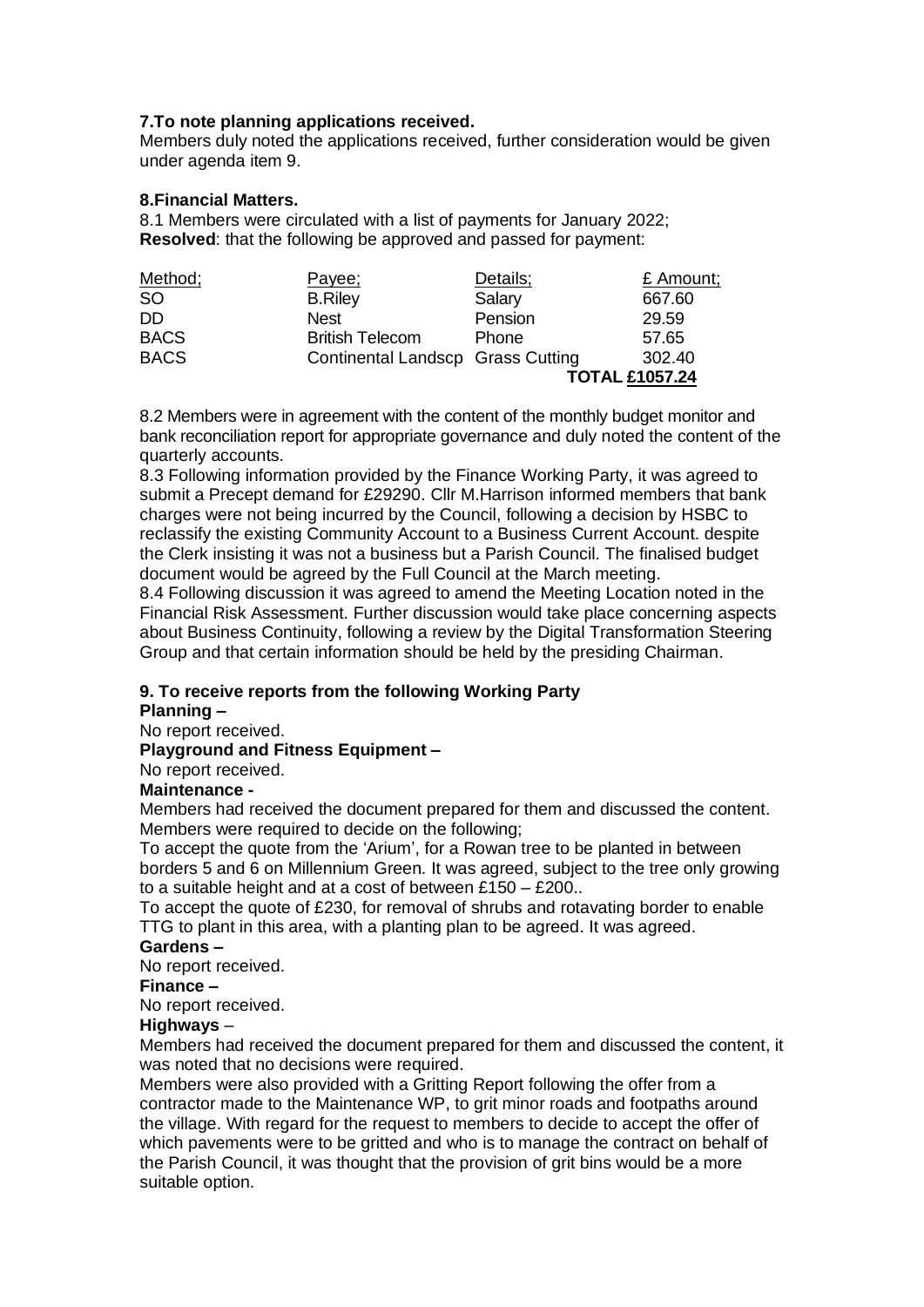**7.To note planning applications received.**

Members duly noted the applications received, further consideration would be given under agenda item 9.

**8.Financial Matters.**

8.1 Members were circulated with a list of payments for January 2022;
**Resolved**: that the following be approved and passed for payment:

| Method; | Payee; | Details; | £ Amount; |
|---|---|---|---|
| SO | B.Riley | Salary | 667.60 |
| DD | Nest | Pension | 29.59 |
| BACS | British Telecom | Phone | 57.65 |
| BACS | Continental Landscp | Grass Cutting | 302.40 |
| | | | **TOTAL £1057.24** |

8.2 Members were in agreement with the content of the monthly budget monitor and bank reconciliation report for appropriate governance and duly noted the content of the quarterly accounts.

8.3 Following information provided by the Finance Working Party, it was agreed to submit a Precept demand for £29290. Cllr M.Harrison informed members that bank charges were not being incurred by the Council, following a decision by HSBC to reclassify the existing Community Account to a Business Current Account. despite the Clerk insisting it was not a business but a Parish Council. The finalised budget document would be agreed by the Full Council at the March meeting.

8.4 Following discussion it was agreed to amend the Meeting Location noted in the Financial Risk Assessment. Further discussion would take place concerning aspects about Business Continuity, following a review by the Digital Transformation Steering Group and that certain information should be held by the presiding Chairman.

**9. To receive reports from the following Working Party**

**Planning –**

No report received.

**Playground and Fitness Equipment –**

No report received.

**Maintenance -**

Members had received the document prepared for them and discussed the content. Members were required to decide on the following;

To accept the quote from the 'Arium', for a Rowan tree to be planted in between borders 5 and 6 on Millennium Green. It was agreed, subject to the tree only growing to a suitable height and at a cost of between £150 – £200..

To accept the quote of £230, for removal of shrubs and rotavating border to enable TTG to plant in this area, with a planting plan to be agreed. It was agreed.

**Gardens –**

No report received.

**Finance –**

No report received.

**Highways** –

Members had received the document prepared for them and discussed the content, it was noted that no decisions were required.

Members were also provided with a Gritting Report following the offer from a contractor made to the Maintenance WP, to grit minor roads and footpaths around the village. With regard for the request to members to decide to accept the offer of which pavements were to be gritted and who is to manage the contract on behalf of the Parish Council, it was thought that the provision of grit bins would be a more suitable option.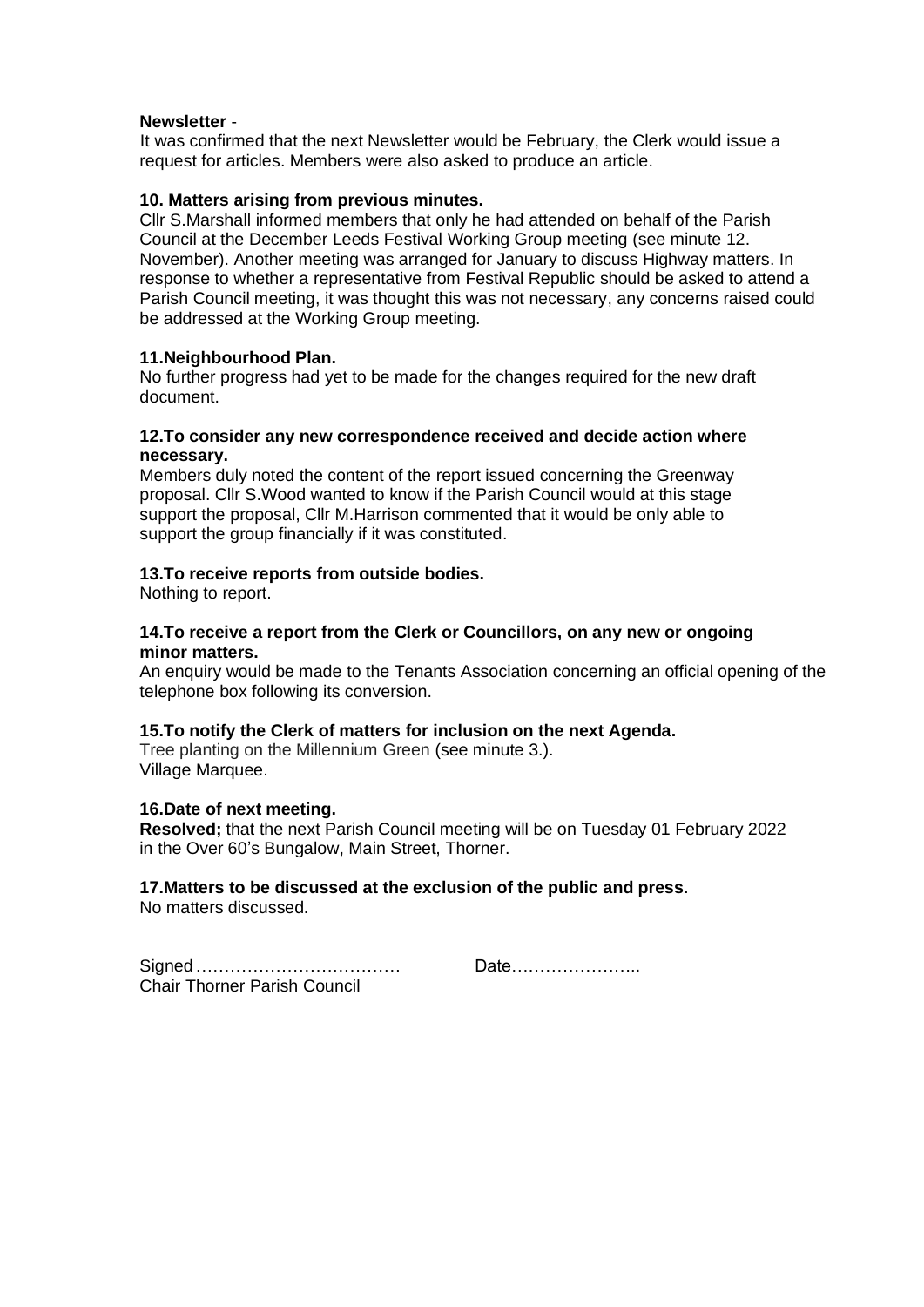**Newsletter** -

It was confirmed that the next Newsletter would be February, the Clerk would issue a request for articles. Members were also asked to produce an article.

**10. Matters arising from previous minutes.**

Cllr S.Marshall informed members that only he had attended on behalf of the Parish Council at the December Leeds Festival Working Group meeting (see minute 12. November). Another meeting was arranged for January to discuss Highway matters. In response to whether a representative from Festival Republic should be asked to attend a Parish Council meeting, it was thought this was not necessary, any concerns raised could be addressed at the Working Group meeting.

**11.Neighbourhood Plan.**

No further progress had yet to be made for the changes required for the new draft document.

**12.To consider any new correspondence received and decide action where necessary.**

Members duly noted the content of the report issued concerning the Greenway proposal. Cllr S.Wood wanted to know if the Parish Council would at this stage support the proposal, Cllr M.Harrison commented that it would be only able to support the group financially if it was constituted.

**13.To receive reports from outside bodies.**

Nothing to report.

**14.To receive a report from the Clerk or Councillors, on any new or ongoing minor matters.**

An enquiry would be made to the Tenants Association concerning an official opening of the telephone box following its conversion.

**15.To notify the Clerk of matters for inclusion on the next Agenda.**

Tree planting on the Millennium Green (see minute 3.).
Village Marquee.

**16.Date of next meeting.**

**Resolved;** that the next Parish Council meeting will be on Tuesday 01 February 2022 in the Over 60's Bungalow, Main Street, Thorner.

**17.Matters to be discussed at the exclusion of the public and press.**

No matters discussed.

Signed……………………………… Date…………………..
Chair Thorner Parish Council